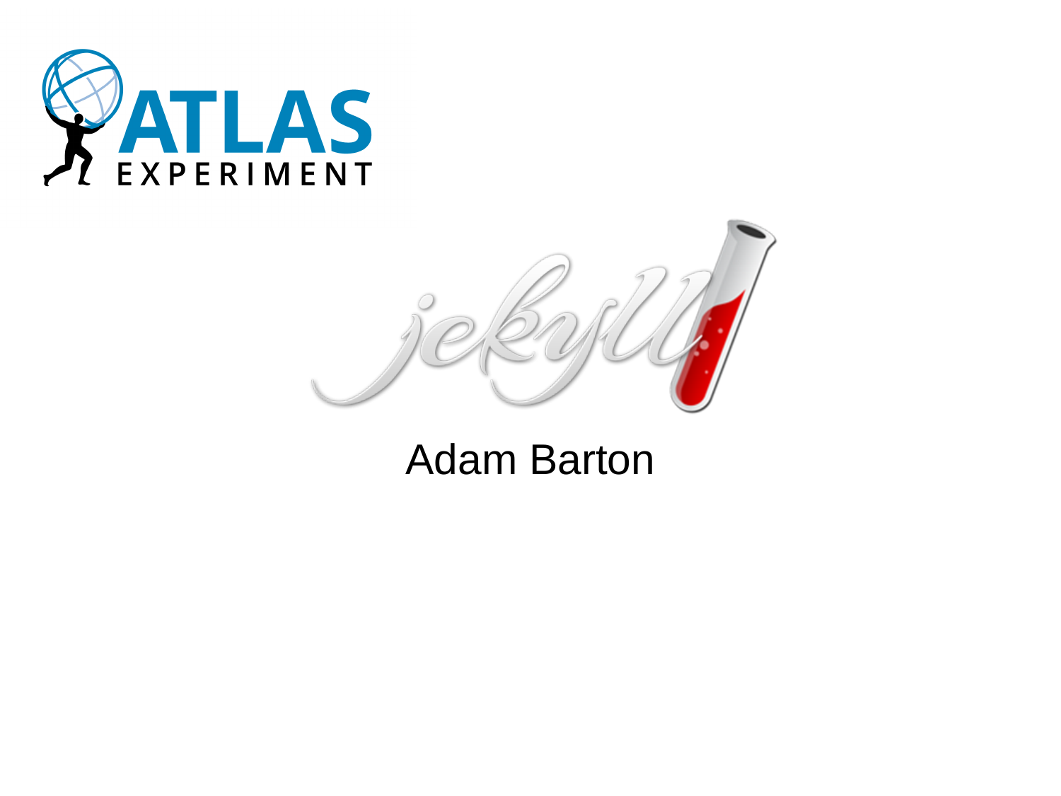ATLAS EXPERIMENT

jekyll

Adam Barton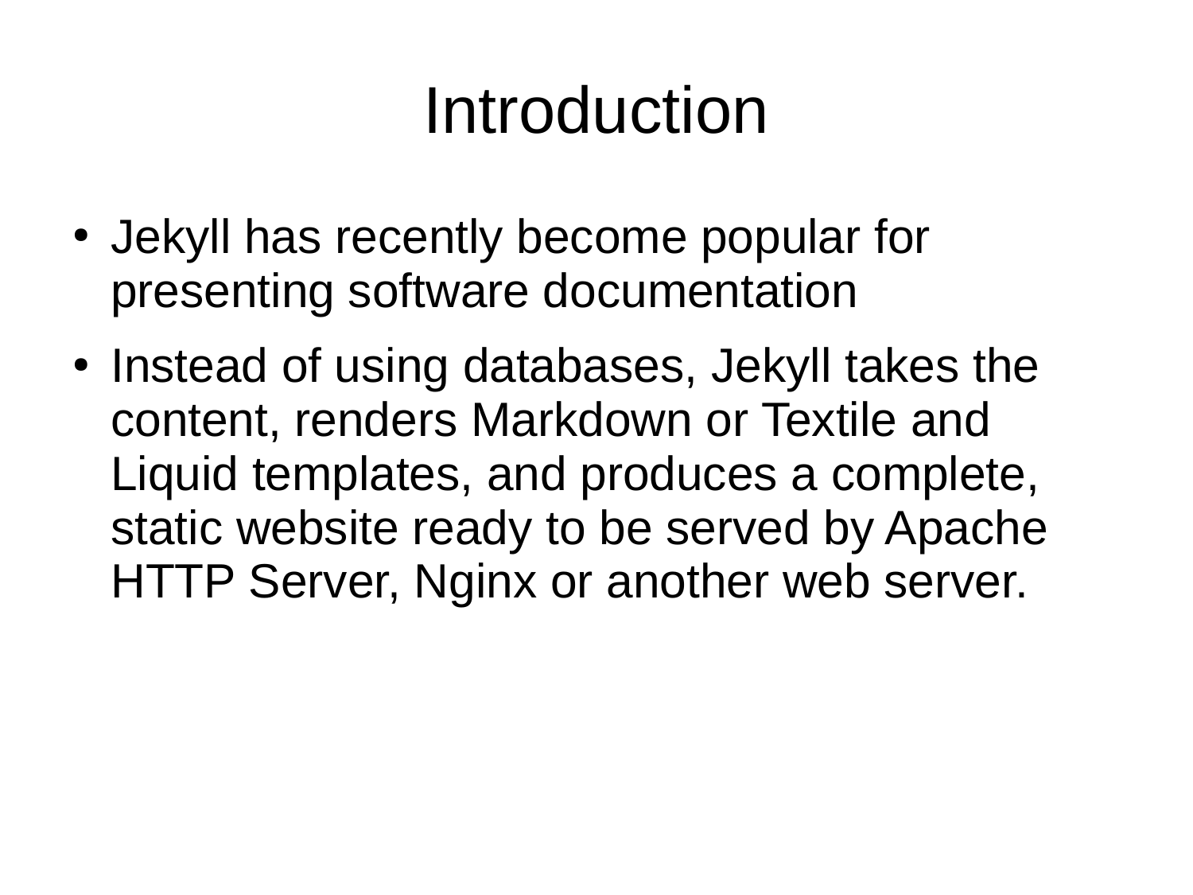# Introduction

- Jekyll has recently become popular for presenting software documentation
- Instead of using databases, Jekyll takes the content, renders Markdown or Textile and Liquid templates, and produces a complete, static website ready to be served by Apache HTTP Server, Nginx or another web server.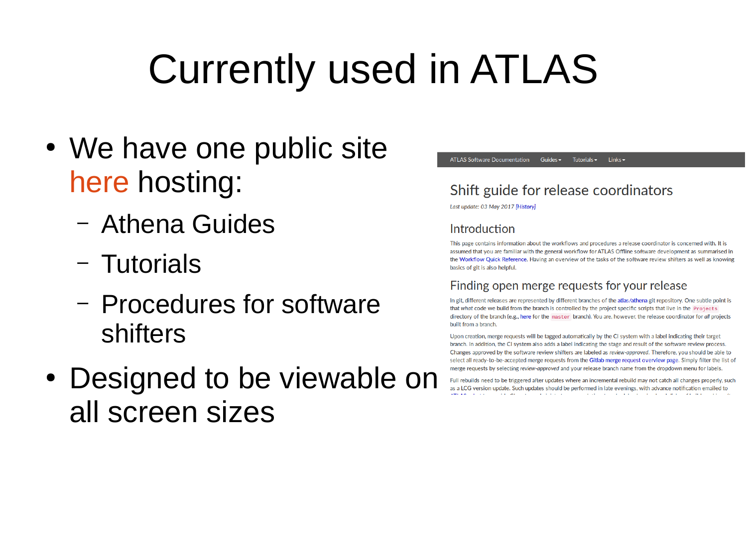# Currently used in ATLAS

- We have one public site here hosting:
  - Athena Guides
  - Tutorials
  - Procedures for software shifters
- Designed to be viewable on all screen sizes

ATLAS Software Documentation Guides ▾ Tutorials ▾ Links ▾

## Shift guide for release coordinators

*Last update: 03 May 2017 [History]*

### Introduction

This page contains information about the workflows and procedures a release coordinator is concerned with. It is assumed that you are familiar with the general workflow for ATLAS Offline software development as summarised in the Workflow Quick Reference. Having an overview of the tasks of the software review shifters as well as knowing basics of git is also helpful.

### Finding open merge requests for your release

In git, different releases are represented by different branches of the atlas/athena git repository. One subtle point is that *what* code we build from the branch is controlled by the project specific scripts that live in the `Projects` directory of the branch (e.g., here for the `master` branch). You are, however, the release coordinator for *all* projects built from a branch.

Upon creation, merge requests will be tagged automatically by the CI system with a label indicating their target branch. In addition, the CI system also adds a label indicating the stage and result of the software review process. Changes approved by the software review shifters are labeled as *review-approved*. Therefore, you should be able to select all ready-to-be-accepted merge requests from the Gitlab merge request overview page. Simply filter the list of merge requests by selecting *review-approved* and your release branch name from the dropdown menu for labels.

Full rebuilds need to be triggered after updates where an incremental rebuild may not catch all changes properly, such as a LCG version update. Such updates should be performed in late evenings, with advance notification emailed to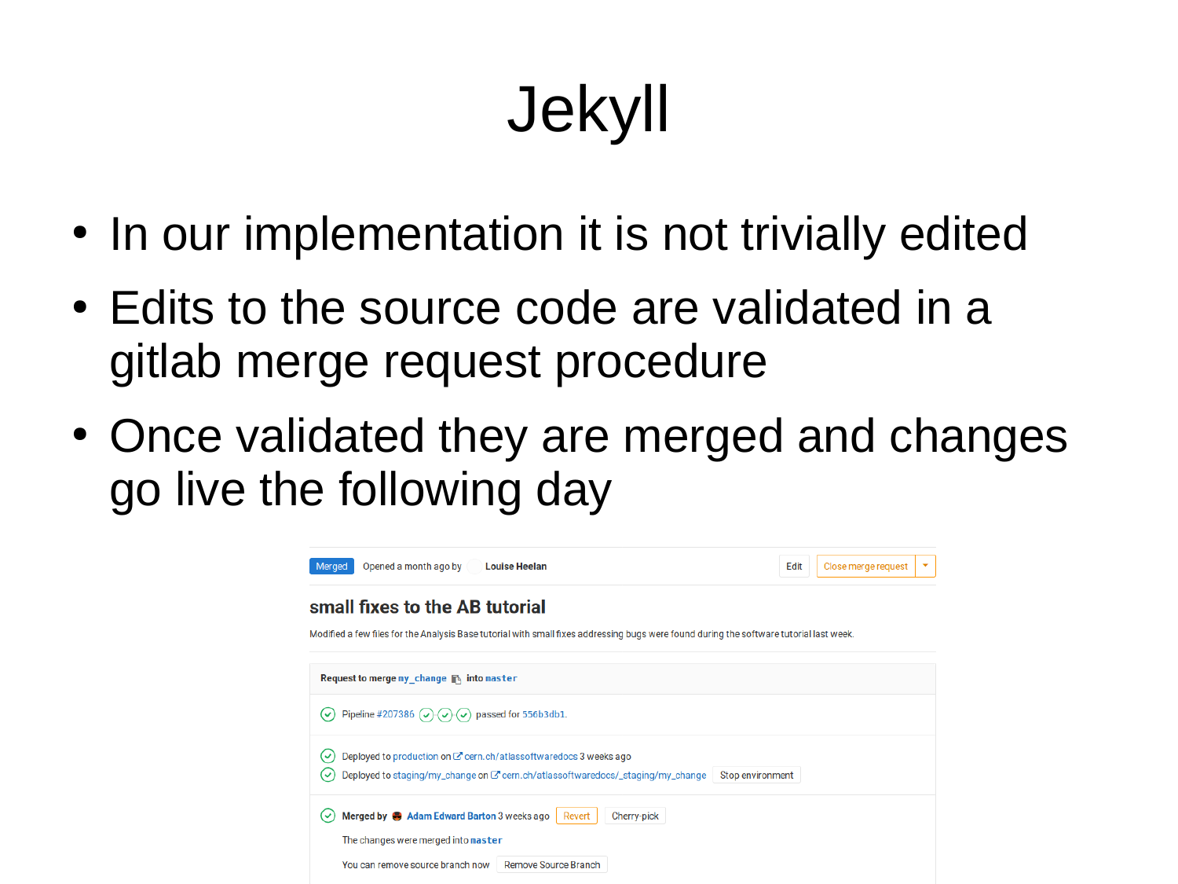# Jekyll

- In our implementation it is not trivially edited
- Edits to the source code are validated in a gitlab merge request procedure
- Once validated they are merged and changes go live the following day

Merged Opened a month ago by Louise Heelan Edit Close merge request

**small fixes to the AB tutorial**

Modified a few files for the Analysis Base tutorial with small fixes addressing bugs were found during the software tutorial last week.

**Request to merge** `my_change` **into** `master`

Pipeline #207386 passed for 556b3db1.

Deployed to production on cern.ch/atlassoftwaredocs 3 weeks ago

Deployed to staging/my_change on cern.ch/atlassoftwaredocs/_staging/my_change Stop environment

**Merged by** Adam Edward Barton 3 weeks ago Revert Cherry-pick

The changes were merged into `master`

You can remove source branch now Remove Source Branch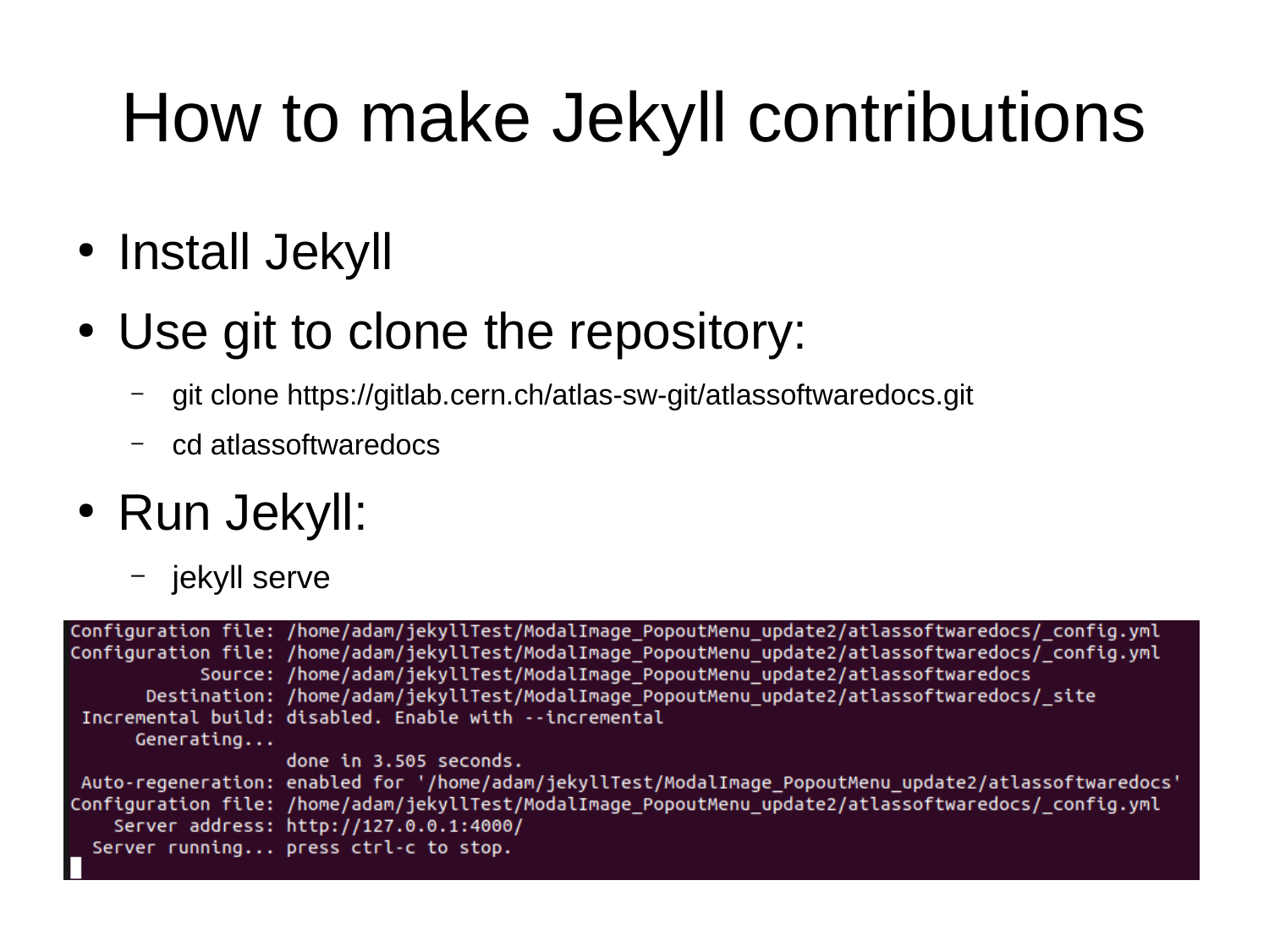# How to make Jekyll contributions

- Install Jekyll
- Use git to clone the repository:
  - git clone https://gitlab.cern.ch/atlas-sw-git/atlassoftwaredocs.git
  - cd atlassoftwaredocs
- Run Jekyll:
  - jekyll serve

```
Configuration file: /home/adam/jekyllTest/ModalImage_PopoutMenu_update2/atlassoftwaredocs/_config.yml
Configuration file: /home/adam/jekyllTest/ModalImage_PopoutMenu_update2/atlassoftwaredocs/_config.yml
            Source: /home/adam/jekyllTest/ModalImage_PopoutMenu_update2/atlassoftwaredocs
       Destination: /home/adam/jekyllTest/ModalImage_PopoutMenu_update2/atlassoftwaredocs/_site
 Incremental build: disabled. Enable with --incremental
      Generating...
                    done in 3.505 seconds.
 Auto-regeneration: enabled for '/home/adam/jekyllTest/ModalImage_PopoutMenu_update2/atlassoftwaredocs'
Configuration file: /home/adam/jekyllTest/ModalImage_PopoutMenu_update2/atlassoftwaredocs/_config.yml
    Server address: http://127.0.0.1:4000/
  Server running... press ctrl-c to stop.
```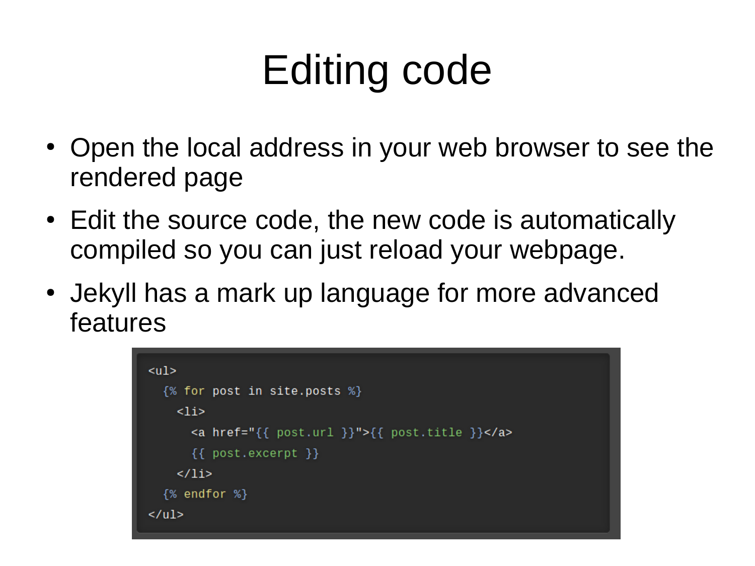# Editing code

- Open the local address in your web browser to see the rendered page
- Edit the source code, the new code is automatically compiled so you can just reload your webpage.
- Jekyll has a mark up language for more advanced features

```
<ul>
  {% for post in site.posts %}
    <li>
      <a href="{{ post.url }}">{{ post.title }}</a>
      {{ post.excerpt }}
    </li>
  {% endfor %}
</ul>
```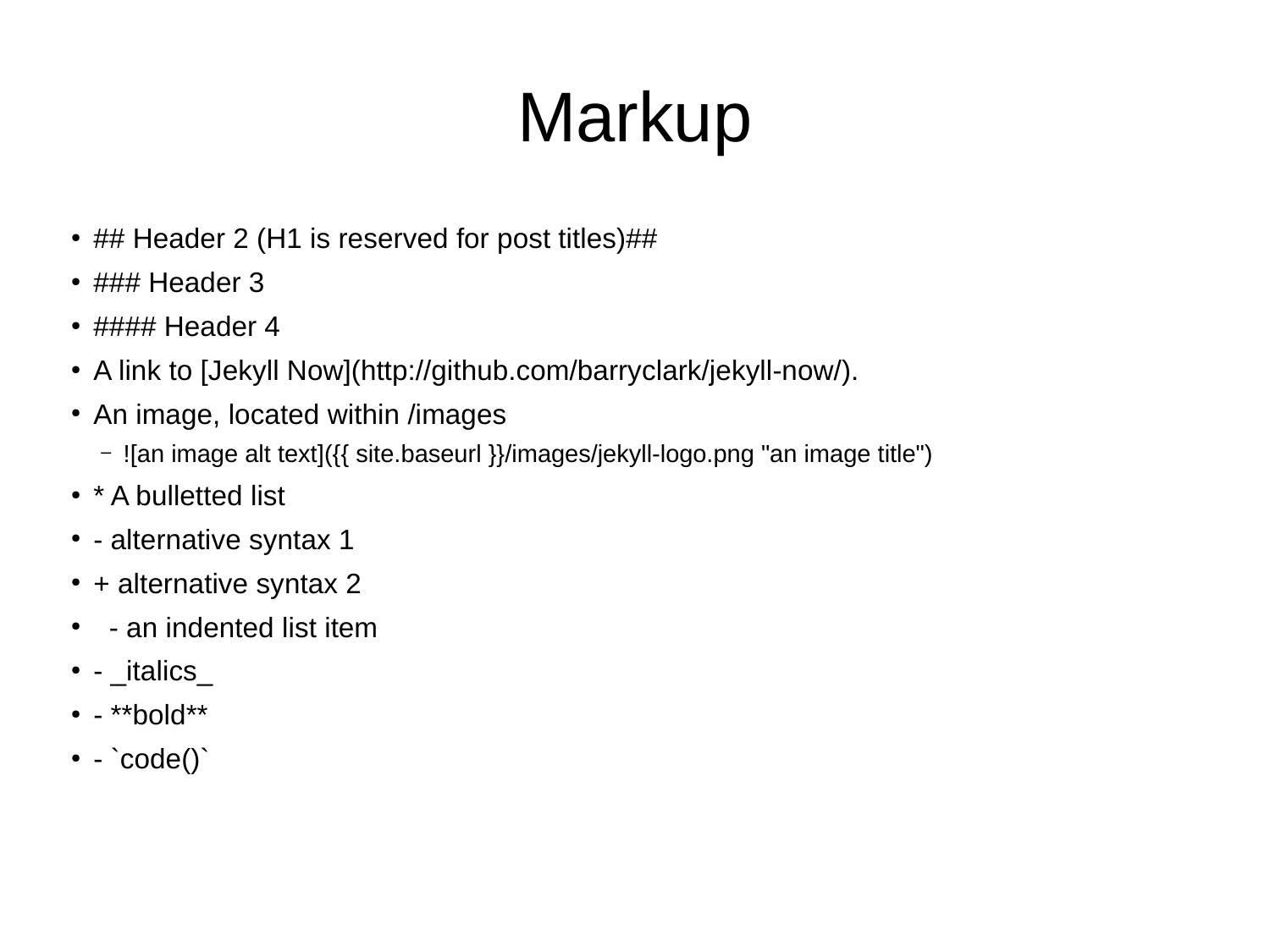# Markup

- ## Header 2 (H1 is reserved for post titles)##
- ### Header 3
- #### Header 4
- A link to [Jekyll Now](http://github.com/barryclark/jekyll-now/).
- An image, located within /images
  - ![an image alt text]({{ site.baseurl }}/images/jekyll-logo.png "an image title")
- * A bulletted list
- - alternative syntax 1
- + alternative syntax 2
-   - an indented list item
- - _italics_
- - **bold**
- - `code()`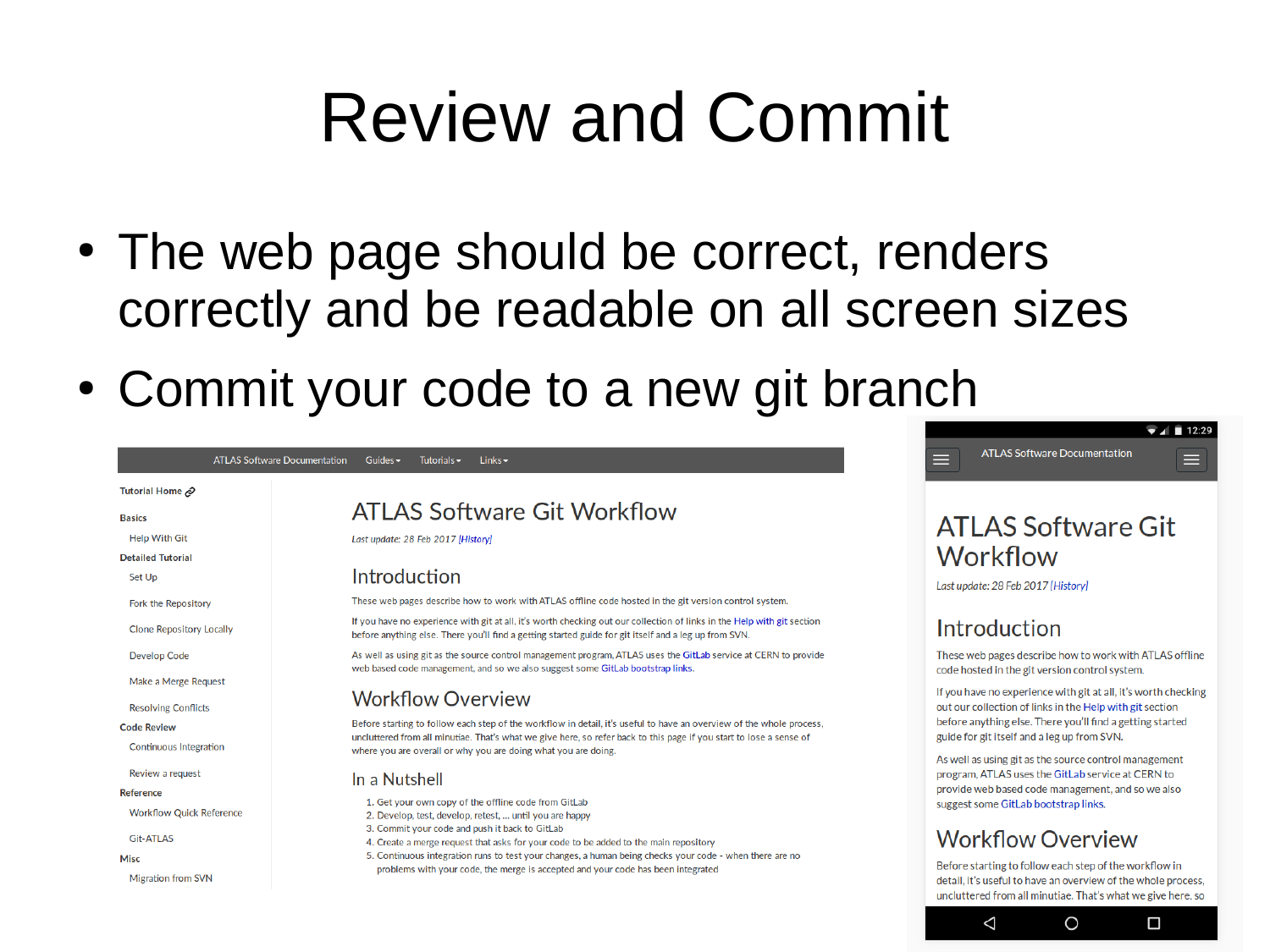# Review and Commit

- The web page should be correct, renders correctly and be readable on all screen sizes
- Commit your code to a new git branch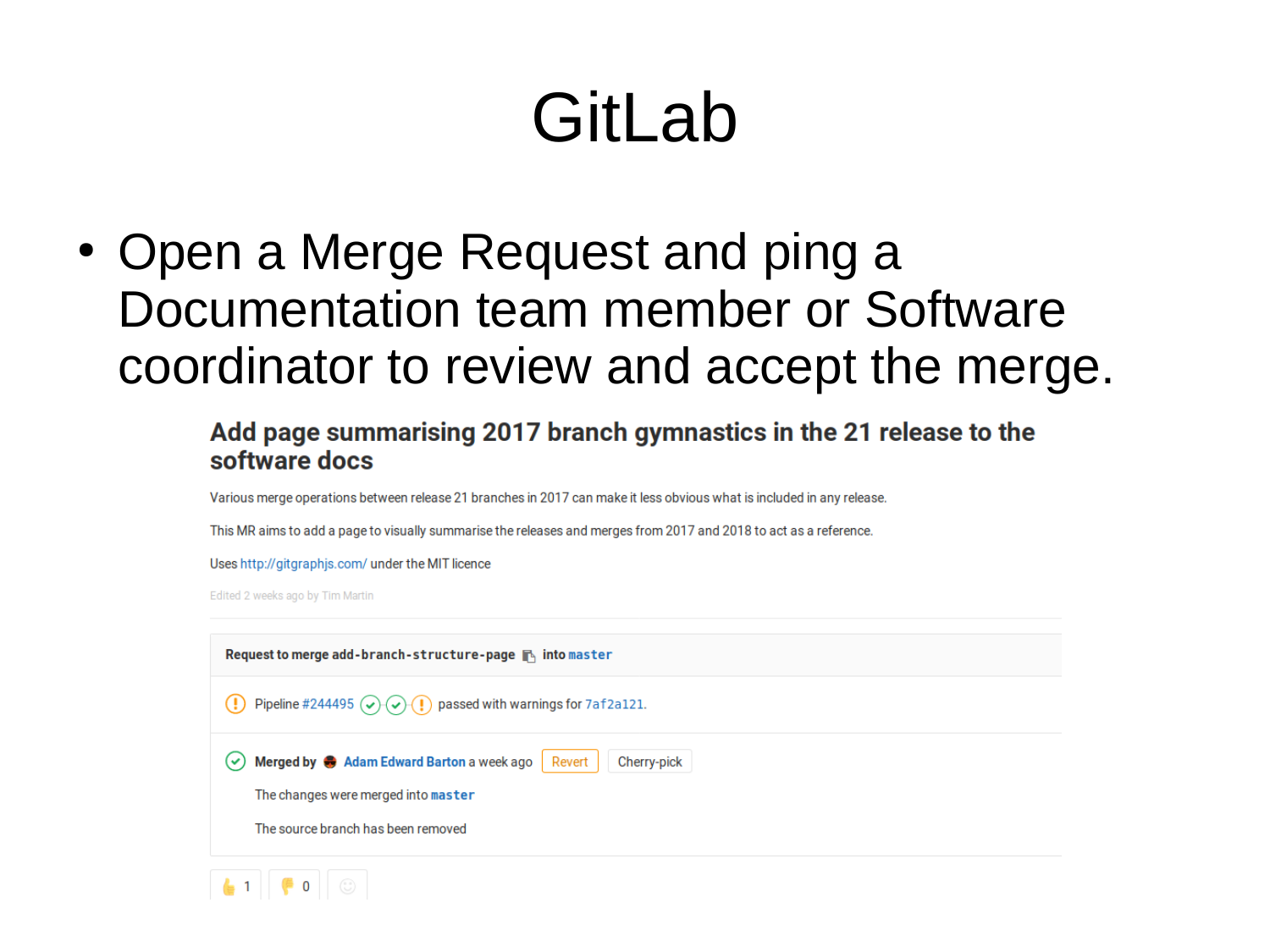# GitLab

- Open a Merge Request and ping a Documentation team member or Software coordinator to review and accept the merge.

**Add page summarising 2017 branch gymnastics in the 21 release to the software docs**

Various merge operations between release 21 branches in 2017 can make it less obvious what is included in any release.

This MR aims to add a page to visually summarise the releases and merges from 2017 and 2018 to act as a reference.

Uses http://gitgraphjs.com/ under the MIT licence

Edited 2 weeks ago by Tim Martin

**Request to merge** `add-branch-structure-page` **into** `master`

Pipeline #244495 passed with warnings for `7af2a121`.

**Merged by** Adam Edward Barton a week ago Revert Cherry-pick

The changes were merged into `master`

The source branch has been removed

👍 1 👎 0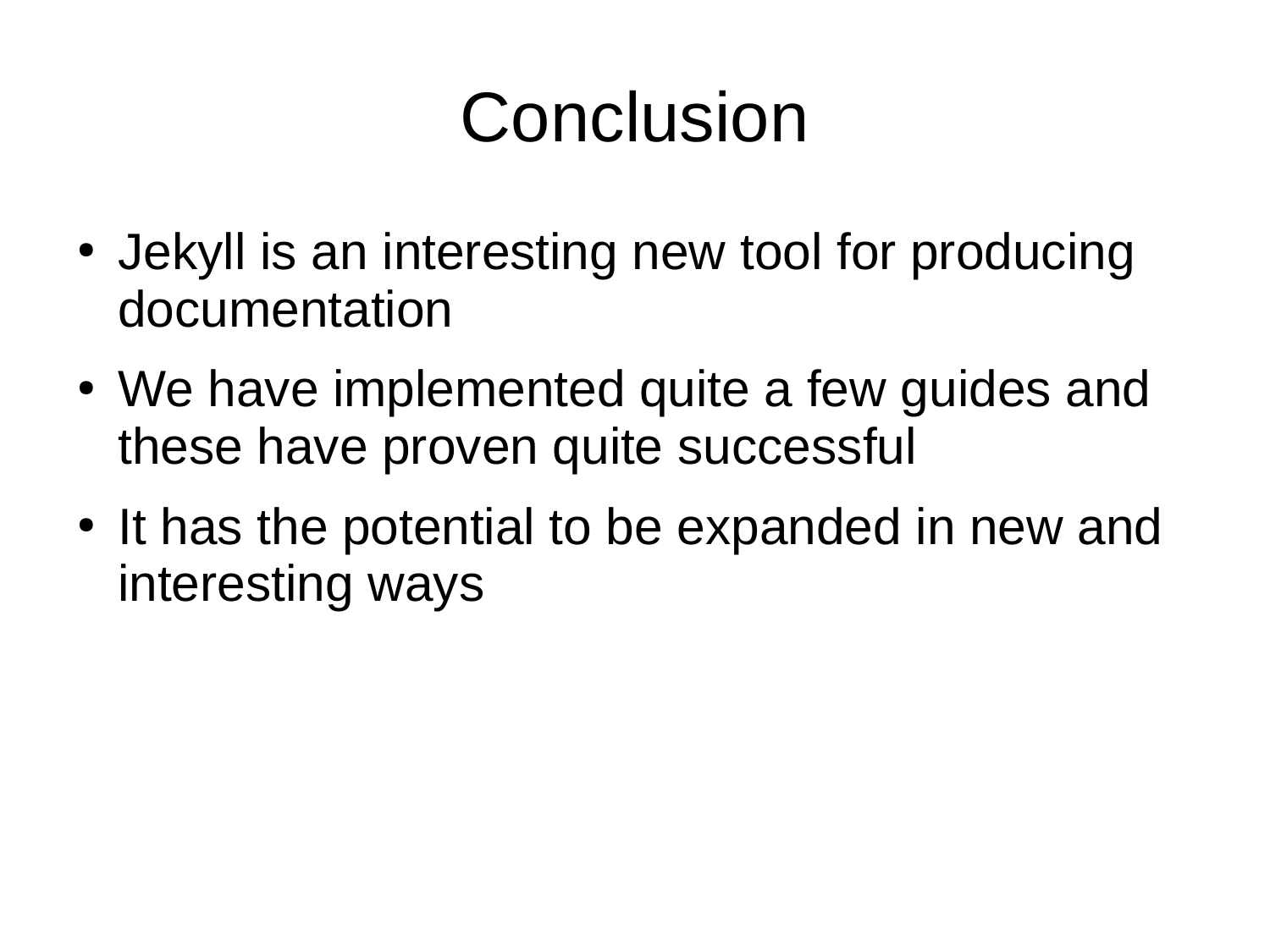# Conclusion

- Jekyll is an interesting new tool for producing documentation
- We have implemented quite a few guides and these have proven quite successful
- It has the potential to be expanded in new and interesting ways